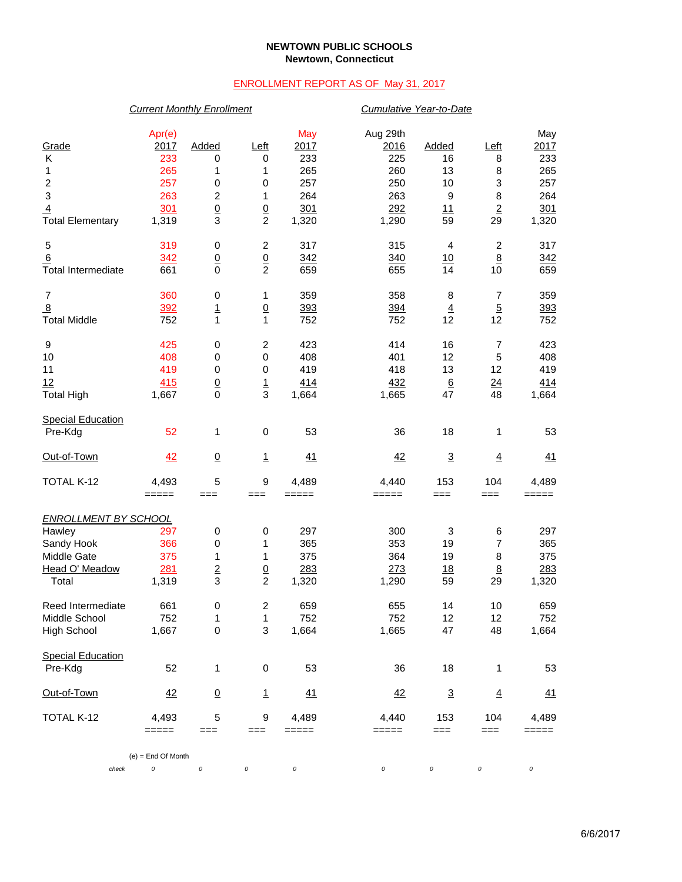**NEWTOWN PUBLIC SCHOOLS**
**Newtown, Connecticut**

ENROLLMENT REPORT AS OF May 31, 2017

| | *Current Monthly Enrollment* | | | | *Cumulative Year-to-Date* | | | |
|---|---|---|---|---|---|---|---|---|
| Grade | Apr(e) 2017 | Added | Left | May 2017 | Aug 29th 2016 | Added | Left | May 2017 |
| K | 233 | 0 | 0 | 233 | 225 | 16 | 8 | 233 |
| 1 | 265 | 1 | 1 | 265 | 260 | 13 | 8 | 265 |
| 2 | 257 | 0 | 0 | 257 | 250 | 10 | 3 | 257 |
| 3 | 263 | 2 | 1 | 264 | 263 | 9 | 8 | 264 |
| 4 | 301 | 0 | 0 | 301 | 292 | 11 | 2 | 301 |
| Total Elementary | 1,319 | 3 | 2 | 1,320 | 1,290 | 59 | 29 | 1,320 |
| 5 | 319 | 0 | 2 | 317 | 315 | 4 | 2 | 317 |
| 6 | 342 | 0 | 0 | 342 | 340 | 10 | 8 | 342 |
| Total Intermediate | 661 | 0 | 2 | 659 | 655 | 14 | 10 | 659 |
| 7 | 360 | 0 | 1 | 359 | 358 | 8 | 7 | 359 |
| 8 | 392 | 1 | 0 | 393 | 394 | 4 | 5 | 393 |
| Total Middle | 752 | 1 | 1 | 752 | 752 | 12 | 12 | 752 |
| 9 | 425 | 0 | 2 | 423 | 414 | 16 | 7 | 423 |
| 10 | 408 | 0 | 0 | 408 | 401 | 12 | 5 | 408 |
| 11 | 419 | 0 | 0 | 419 | 418 | 13 | 12 | 419 |
| 12 | 415 | 0 | 1 | 414 | 432 | 6 | 24 | 414 |
| Total High | 1,667 | 0 | 3 | 1,664 | 1,665 | 47 | 48 | 1,664 |
| Special Education | | | | | | | | |
| Pre-Kdg | 52 | 1 | 0 | 53 | 36 | 18 | 1 | 53 |
| Out-of-Town | 42 | 0 | 1 | 41 | 42 | 3 | 4 | 41 |
| TOTAL K-12 | 4,493 | 5 | 9 | 4,489 | 4,440 | 153 | 104 | 4,489 |

| *ENROLLMENT BY SCHOOL* | Apr(e) 2017 | Added | Left | May 2017 | Aug 29th 2016 | Added | Left | May 2017 |
|---|---|---|---|---|---|---|---|---|
| Hawley | 297 | 0 | 0 | 297 | 300 | 3 | 6 | 297 |
| Sandy Hook | 366 | 0 | 1 | 365 | 353 | 19 | 7 | 365 |
| Middle Gate | 375 | 1 | 1 | 375 | 364 | 19 | 8 | 375 |
| Head O' Meadow | 281 | 2 | 0 | 283 | 273 | 18 | 8 | 283 |
| Total | 1,319 | 3 | 2 | 1,320 | 1,290 | 59 | 29 | 1,320 |
| Reed Intermediate | 661 | 0 | 2 | 659 | 655 | 14 | 10 | 659 |
| Middle School | 752 | 1 | 1 | 752 | 752 | 12 | 12 | 752 |
| High School | 1,667 | 0 | 3 | 1,664 | 1,665 | 47 | 48 | 1,664 |
| Special Education | | | | | | | | |
| Pre-Kdg | 52 | 1 | 0 | 53 | 36 | 18 | 1 | 53 |
| Out-of-Town | 42 | 0 | 1 | 41 | 42 | 3 | 4 | 41 |
| TOTAL K-12 | 4,493 | 5 | 9 | 4,489 | 4,440 | 153 | 104 | 4,489 |
| check | 0 | 0 | 0 | 0 | 0 | 0 | 0 | 0 |

(e) = End Of Month

6/6/2017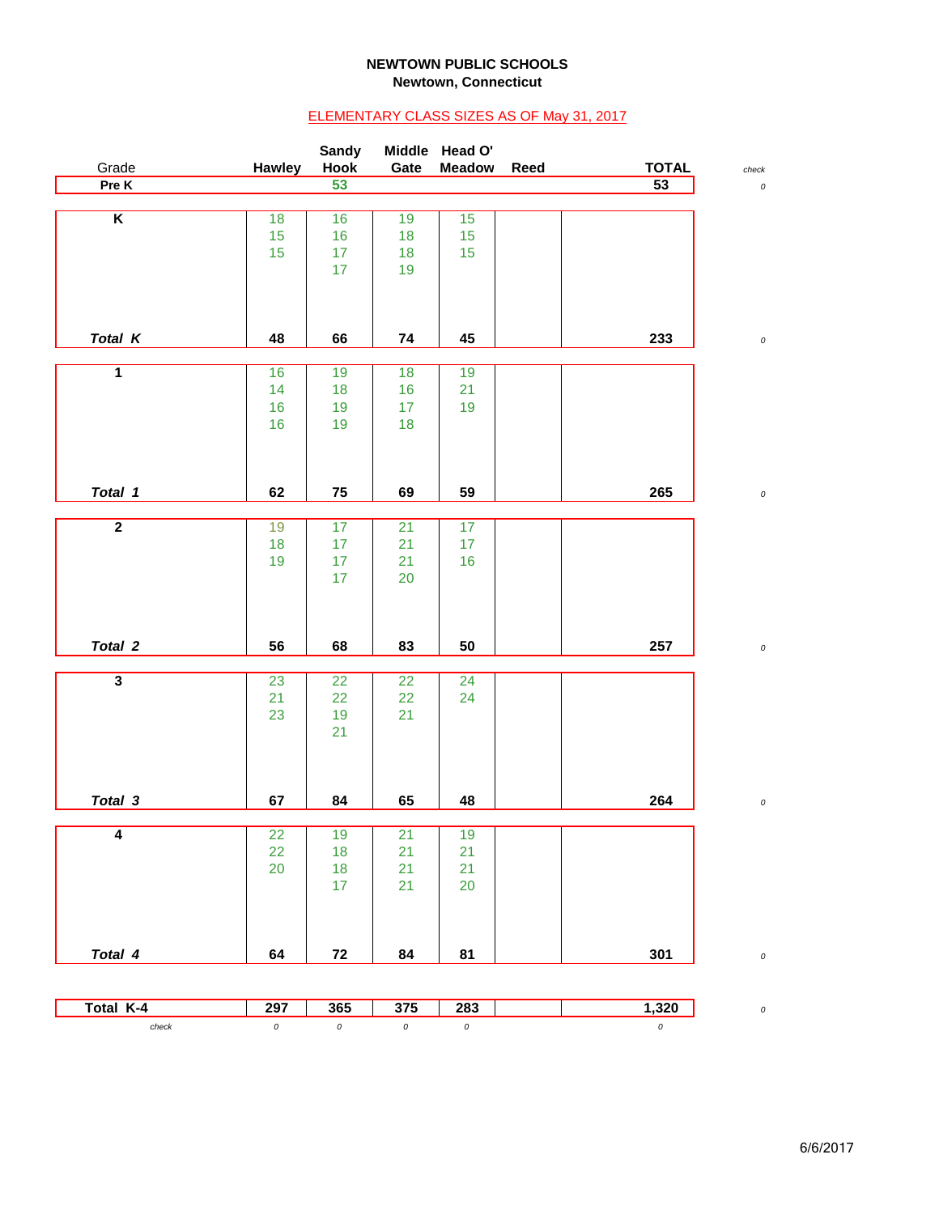**NEWTOWN PUBLIC SCHOOLS**
**Newtown, Connecticut**

ELEMENTARY CLASS SIZES AS OF May 31, 2017

| Grade | Hawley | Sandy Hook | Middle Gate | Head O' Meadow | Reed | TOTAL | check |
|---|---|---|---|---|---|---|---|
| **Pre K** | | 53 | | | | 53 | 0 |
| **K** | 18 | 16 | 19 | 15 | | | |
| | 15 | 16 | 18 | 15 | | | |
| | 15 | 17 | 18 | 15 | | | |
| | | 17 | 19 | | | | |
| ***Total K*** | **48** | **66** | **74** | **45** | | **233** | 0 |
| **1** | 16 | 19 | 18 | 19 | | | |
| | 14 | 18 | 16 | 21 | | | |
| | 16 | 19 | 17 | 19 | | | |
| | 16 | 19 | 18 | | | | |
| ***Total 1*** | **62** | **75** | **69** | **59** | | **265** | 0 |
| **2** | 19 | 17 | 21 | 17 | | | |
| | 18 | 17 | 21 | 17 | | | |
| | 19 | 17 | 21 | 16 | | | |
| | | 17 | 20 | | | | |
| ***Total 2*** | **56** | **68** | **83** | **50** | | **257** | 0 |
| **3** | 23 | 22 | 22 | 24 | | | |
| | 21 | 22 | 22 | 24 | | | |
| | 23 | 19 | 21 | | | | |
| | | 21 | | | | | |
| ***Total 3*** | **67** | **84** | **65** | **48** | | **264** | 0 |
| **4** | 22 | 19 | 21 | 19 | | | |
| | 22 | 18 | 21 | 21 | | | |
| | 20 | 18 | 21 | 21 | | | |
| | | 17 | 21 | 20 | | | |
| ***Total 4*** | **64** | **72** | **84** | **81** | | **301** | 0 |
| **Total K-4** | **297** | **365** | **375** | **283** | | **1,320** | 0 |
| *check* | *0* | *0* | *0* | *0* | | *0* | |

6/6/2017